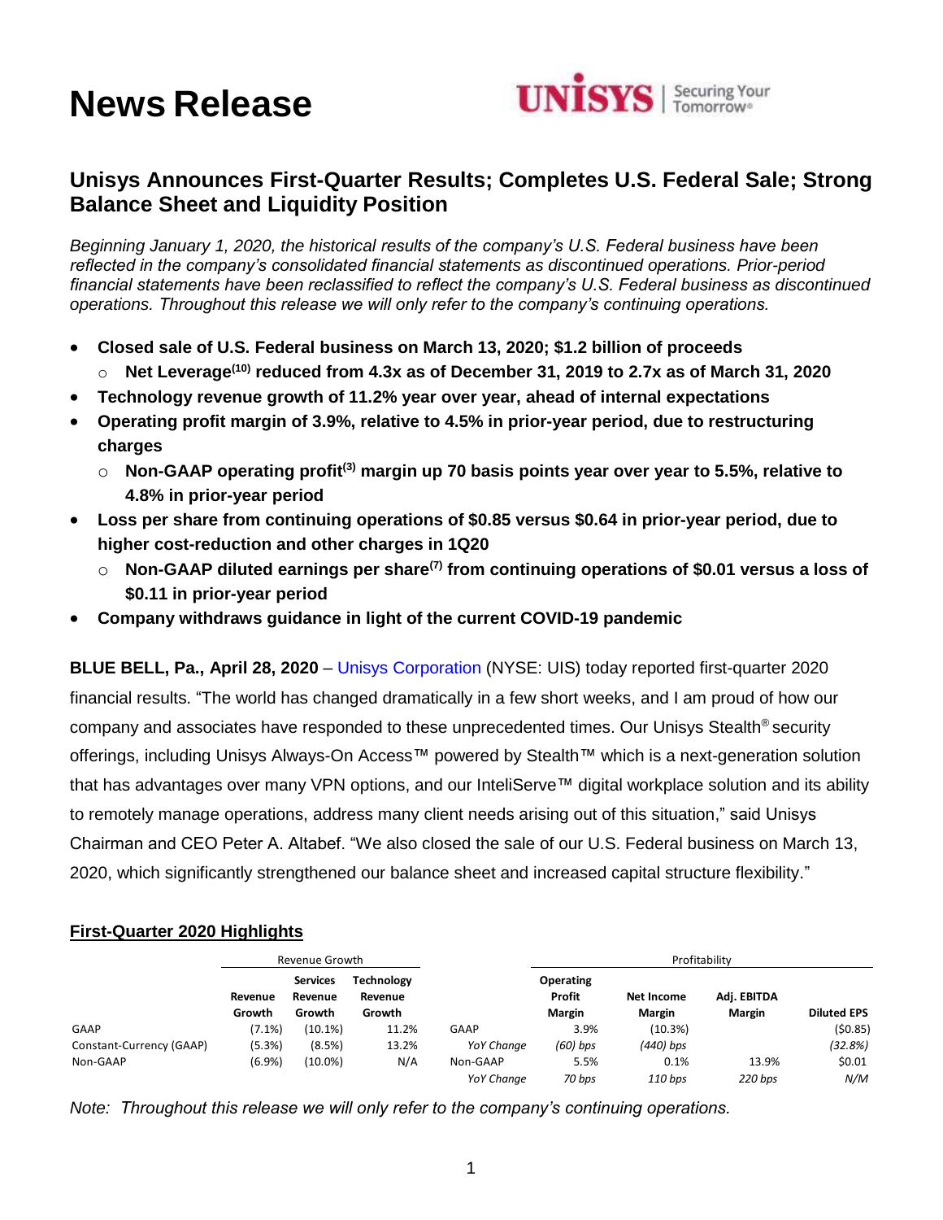# News Release

## Unisys Announces First-Quarter Results; Completes U.S. Federal Sale; Strong Balance Sheet and Liquidity Position

*Beginning January 1, 2020, the historical results of the company's U.S. Federal business have been reflected in the company's consolidated financial statements as discontinued operations. Prior-period financial statements have been reclassified to reflect the company's U.S. Federal business as discontinued operations. Throughout this release we will only refer to the company's continuing operations.*

- **Closed sale of U.S. Federal business on March 13, 2020; $1.2 billion of proceeds**
  - **Net Leverage[10] reduced from 4.3x as of December 31, 2019 to 2.7x as of March 31, 2020**
- **Technology revenue growth of 11.2% year over year, ahead of internal expectations**
- **Operating profit margin of 3.9%, relative to 4.5% in prior-year period, due to restructuring charges**
  - **Non-GAAP operating profit[3] margin up 70 basis points year over year to 5.5%, relative to 4.8% in prior-year period**
- **Loss per share from continuing operations of $0.85 versus $0.64 in prior-year period, due to higher cost-reduction and other charges in 1Q20**
  - **Non-GAAP diluted earnings per share[7] from continuing operations of $0.01 versus a loss of $0.11 in prior-year period**
- **Company withdraws guidance in light of the current COVID-19 pandemic**

**BLUE BELL, Pa., April 28, 2020** – Unisys Corporation (NYSE: UIS) today reported first-quarter 2020 financial results. "The world has changed dramatically in a few short weeks, and I am proud of how our company and associates have responded to these unprecedented times. Our Unisys Stealth® security offerings, including Unisys Always-On Access™ powered by Stealth™ which is a next-generation solution that has advantages over many VPN options, and our InteliServe™ digital workplace solution and its ability to remotely manage operations, address many client needs arising out of this situation," said Unisys Chairman and CEO Peter A. Altabef. "We also closed the sale of our U.S. Federal business on March 13, 2020, which significantly strengthened our balance sheet and increased capital structure flexibility."

### First-Quarter 2020 Highlights

| | Revenue Growth | | | | Profitability | | | |
|---|---|---|---|---|---|---|---|---|
| | Revenue Growth | Services Revenue Growth | Technology Revenue Growth | | Operating Profit Margin | Net Income Margin | Adj. EBITDA Margin | Diluted EPS |
| GAAP | (7.1%) | (10.1%) | 11.2% | GAAP | 3.9% | (10.3%) | | ($0.85) |
| Constant-Currency (GAAP) | (5.3%) | (8.5%) | 13.2% | *YoY Change* | *(60) bps* | *(440) bps* | | *(32.8%)* |
| Non-GAAP | (6.9%) | (10.0%) | N/A | Non-GAAP | 5.5% | 0.1% | 13.9% | $0.01 |
| | | | | *YoY Change* | *70 bps* | *110 bps* | *220 bps* | *N/M* |

*Note: Throughout this release we will only refer to the company's continuing operations.*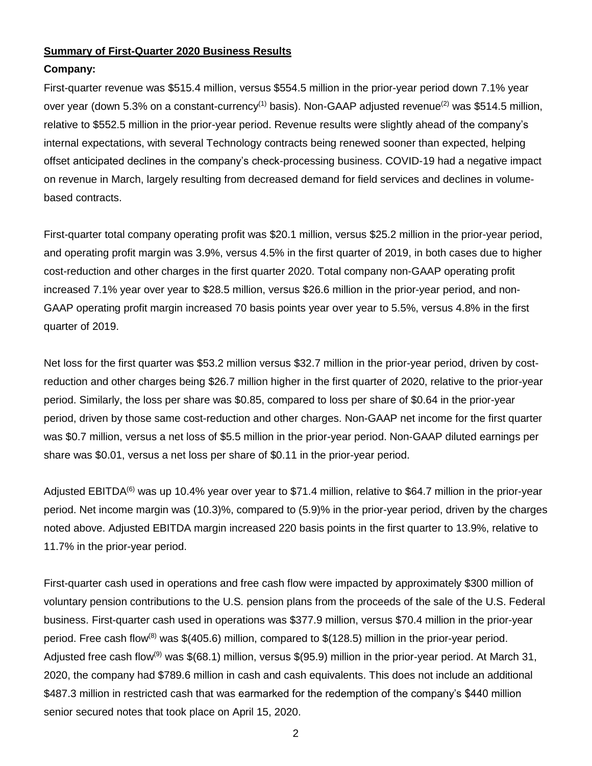**Summary of First-Quarter 2020 Business Results**

**Company:**

First-quarter revenue was $515.4 million, versus $554.5 million in the prior-year period down 7.1% year over year (down 5.3% on a constant-currency[1] basis). Non-GAAP adjusted revenue[2] was $514.5 million, relative to $552.5 million in the prior-year period. Revenue results were slightly ahead of the company's internal expectations, with several Technology contracts being renewed sooner than expected, helping offset anticipated declines in the company's check-processing business. COVID-19 had a negative impact on revenue in March, largely resulting from decreased demand for field services and declines in volume-based contracts.

First-quarter total company operating profit was $20.1 million, versus $25.2 million in the prior-year period, and operating profit margin was 3.9%, versus 4.5% in the first quarter of 2019, in both cases due to higher cost-reduction and other charges in the first quarter 2020. Total company non-GAAP operating profit increased 7.1% year over year to $28.5 million, versus $26.6 million in the prior-year period, and non-GAAP operating profit margin increased 70 basis points year over year to 5.5%, versus 4.8% in the first quarter of 2019.

Net loss for the first quarter was $53.2 million versus $32.7 million in the prior-year period, driven by cost-reduction and other charges being $26.7 million higher in the first quarter of 2020, relative to the prior-year period. Similarly, the loss per share was $0.85, compared to loss per share of $0.64 in the prior-year period, driven by those same cost-reduction and other charges. Non-GAAP net income for the first quarter was $0.7 million, versus a net loss of $5.5 million in the prior-year period. Non-GAAP diluted earnings per share was $0.01, versus a net loss per share of $0.11 in the prior-year period.

Adjusted EBITDA[6] was up 10.4% year over year to $71.4 million, relative to $64.7 million in the prior-year period. Net income margin was (10.3)%, compared to (5.9)% in the prior-year period, driven by the charges noted above. Adjusted EBITDA margin increased 220 basis points in the first quarter to 13.9%, relative to 11.7% in the prior-year period.

First-quarter cash used in operations and free cash flow were impacted by approximately $300 million of voluntary pension contributions to the U.S. pension plans from the proceeds of the sale of the U.S. Federal business. First-quarter cash used in operations was $377.9 million, versus $70.4 million in the prior-year period. Free cash flow[8] was $(405.6) million, compared to $(128.5) million in the prior-year period. Adjusted free cash flow[9] was $(68.1) million, versus $(95.9) million in the prior-year period. At March 31, 2020, the company had $789.6 million in cash and cash equivalents. This does not include an additional $487.3 million in restricted cash that was earmarked for the redemption of the company's $440 million senior secured notes that took place on April 15, 2020.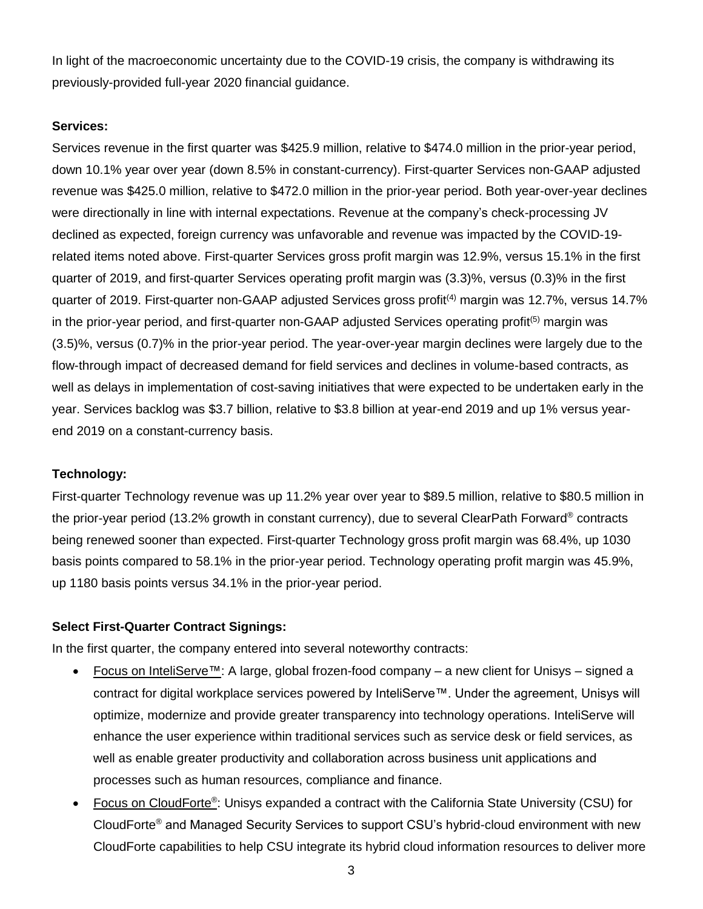In light of the macroeconomic uncertainty due to the COVID-19 crisis, the company is withdrawing its previously-provided full-year 2020 financial guidance.

**Services:**

Services revenue in the first quarter was $425.9 million, relative to $474.0 million in the prior-year period, down 10.1% year over year (down 8.5% in constant-currency). First-quarter Services non-GAAP adjusted revenue was $425.0 million, relative to $472.0 million in the prior-year period. Both year-over-year declines were directionally in line with internal expectations. Revenue at the company's check-processing JV declined as expected, foreign currency was unfavorable and revenue was impacted by the COVID-19-related items noted above. First-quarter Services gross profit margin was 12.9%, versus 15.1% in the first quarter of 2019, and first-quarter Services operating profit margin was (3.3)%, versus (0.3)% in the first quarter of 2019. First-quarter non-GAAP adjusted Services gross profit[(4)] margin was 12.7%, versus 14.7% in the prior-year period, and first-quarter non-GAAP adjusted Services operating profit[(5)] margin was (3.5)%, versus (0.7)% in the prior-year period. The year-over-year margin declines were largely due to the flow-through impact of decreased demand for field services and declines in volume-based contracts, as well as delays in implementation of cost-saving initiatives that were expected to be undertaken early in the year. Services backlog was $3.7 billion, relative to $3.8 billion at year-end 2019 and up 1% versus year-end 2019 on a constant-currency basis.

**Technology:**

First-quarter Technology revenue was up 11.2% year over year to $89.5 million, relative to $80.5 million in the prior-year period (13.2% growth in constant currency), due to several ClearPath Forward® contracts being renewed sooner than expected. First-quarter Technology gross profit margin was 68.4%, up 1030 basis points compared to 58.1% in the prior-year period. Technology operating profit margin was 45.9%, up 1180 basis points versus 34.1% in the prior-year period.

**Select First-Quarter Contract Signings:**

In the first quarter, the company entered into several noteworthy contracts:

- Focus on InteliServe™: A large, global frozen-food company – a new client for Unisys – signed a contract for digital workplace services powered by InteliServe™. Under the agreement, Unisys will optimize, modernize and provide greater transparency into technology operations. InteliServe will enhance the user experience within traditional services such as service desk or field services, as well as enable greater productivity and collaboration across business unit applications and processes such as human resources, compliance and finance.
- Focus on CloudForte®: Unisys expanded a contract with the California State University (CSU) for CloudForte® and Managed Security Services to support CSU's hybrid-cloud environment with new CloudForte capabilities to help CSU integrate its hybrid cloud information resources to deliver more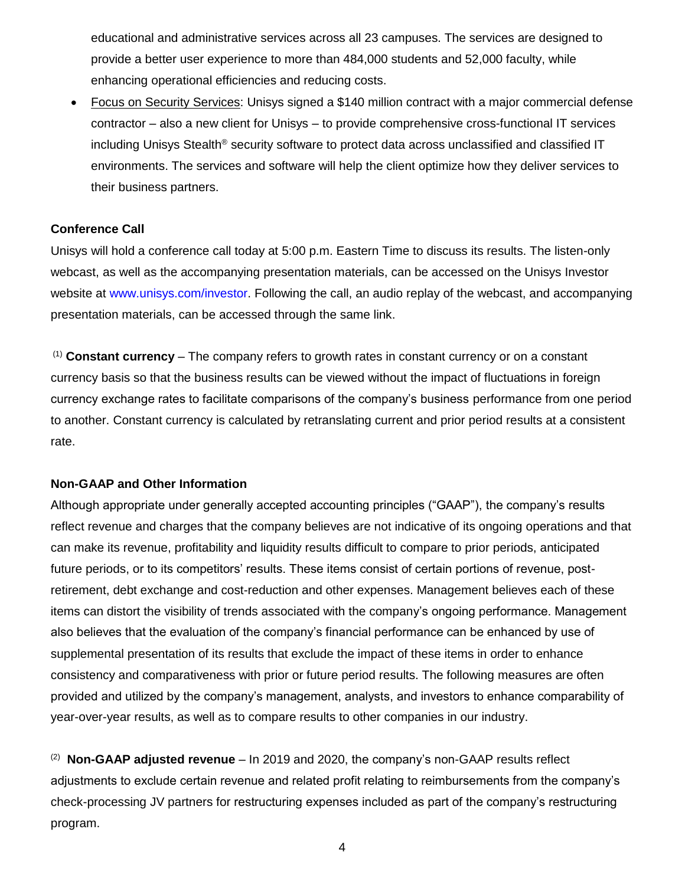educational and administrative services across all 23 campuses. The services are designed to provide a better user experience to more than 484,000 students and 52,000 faculty, while enhancing operational efficiencies and reducing costs.

- Focus on Security Services: Unisys signed a $140 million contract with a major commercial defense contractor – also a new client for Unisys – to provide comprehensive cross-functional IT services including Unisys Stealth® security software to protect data across unclassified and classified IT environments. The services and software will help the client optimize how they deliver services to their business partners.

**Conference Call**

Unisys will hold a conference call today at 5:00 p.m. Eastern Time to discuss its results. The listen-only webcast, as well as the accompanying presentation materials, can be accessed on the Unisys Investor website at www.unisys.com/investor. Following the call, an audio replay of the webcast, and accompanying presentation materials, can be accessed through the same link.

(1) **Constant currency** – The company refers to growth rates in constant currency or on a constant currency basis so that the business results can be viewed without the impact of fluctuations in foreign currency exchange rates to facilitate comparisons of the company's business performance from one period to another. Constant currency is calculated by retranslating current and prior period results at a consistent rate.

**Non-GAAP and Other Information**

Although appropriate under generally accepted accounting principles ("GAAP"), the company's results reflect revenue and charges that the company believes are not indicative of its ongoing operations and that can make its revenue, profitability and liquidity results difficult to compare to prior periods, anticipated future periods, or to its competitors' results. These items consist of certain portions of revenue, post-retirement, debt exchange and cost-reduction and other expenses. Management believes each of these items can distort the visibility of trends associated with the company's ongoing performance. Management also believes that the evaluation of the company's financial performance can be enhanced by use of supplemental presentation of its results that exclude the impact of these items in order to enhance consistency and comparativeness with prior or future period results. The following measures are often provided and utilized by the company's management, analysts, and investors to enhance comparability of year-over-year results, as well as to compare results to other companies in our industry.

(2) **Non-GAAP adjusted revenue** – In 2019 and 2020, the company's non-GAAP results reflect adjustments to exclude certain revenue and related profit relating to reimbursements from the company's check-processing JV partners for restructuring expenses included as part of the company's restructuring program.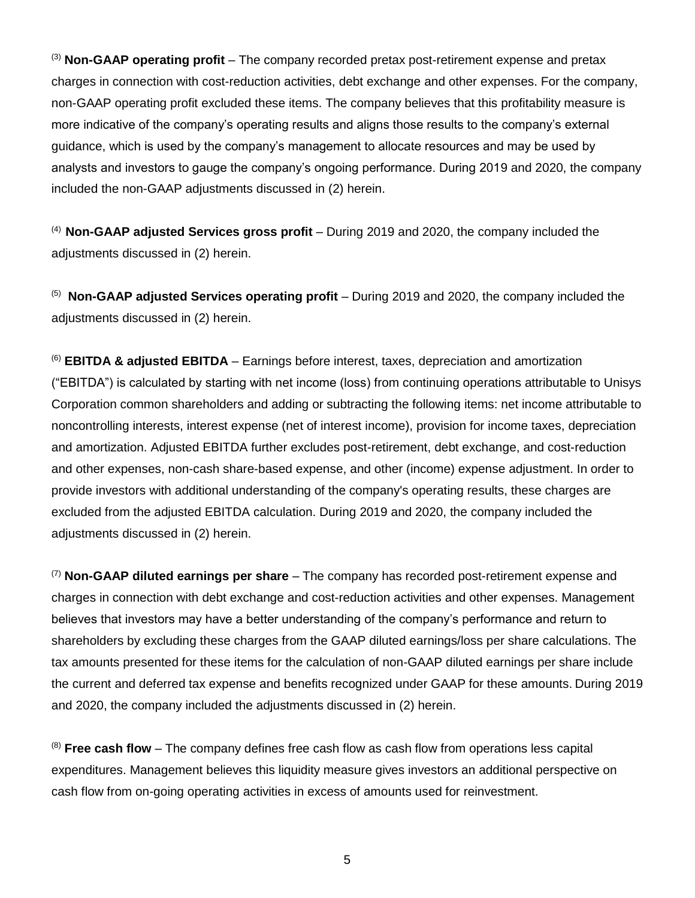[(3)] **Non-GAAP operating profit** – The company recorded pretax post-retirement expense and pretax charges in connection with cost-reduction activities, debt exchange and other expenses. For the company, non-GAAP operating profit excluded these items. The company believes that this profitability measure is more indicative of the company's operating results and aligns those results to the company's external guidance, which is used by the company's management to allocate resources and may be used by analysts and investors to gauge the company's ongoing performance. During 2019 and 2020, the company included the non-GAAP adjustments discussed in (2) herein.

[(4)] **Non-GAAP adjusted Services gross profit** – During 2019 and 2020, the company included the adjustments discussed in (2) herein.

[(5)] **Non-GAAP adjusted Services operating profit** – During 2019 and 2020, the company included the adjustments discussed in (2) herein.

[(6)] **EBITDA & adjusted EBITDA** – Earnings before interest, taxes, depreciation and amortization ("EBITDA") is calculated by starting with net income (loss) from continuing operations attributable to Unisys Corporation common shareholders and adding or subtracting the following items: net income attributable to noncontrolling interests, interest expense (net of interest income), provision for income taxes, depreciation and amortization. Adjusted EBITDA further excludes post-retirement, debt exchange, and cost-reduction and other expenses, non-cash share-based expense, and other (income) expense adjustment. In order to provide investors with additional understanding of the company's operating results, these charges are excluded from the adjusted EBITDA calculation. During 2019 and 2020, the company included the adjustments discussed in (2) herein.

[(7)] **Non-GAAP diluted earnings per share** – The company has recorded post-retirement expense and charges in connection with debt exchange and cost-reduction activities and other expenses. Management believes that investors may have a better understanding of the company's performance and return to shareholders by excluding these charges from the GAAP diluted earnings/loss per share calculations. The tax amounts presented for these items for the calculation of non-GAAP diluted earnings per share include the current and deferred tax expense and benefits recognized under GAAP for these amounts. During 2019 and 2020, the company included the adjustments discussed in (2) herein.

[(8)] **Free cash flow** – The company defines free cash flow as cash flow from operations less capital expenditures. Management believes this liquidity measure gives investors an additional perspective on cash flow from on-going operating activities in excess of amounts used for reinvestment.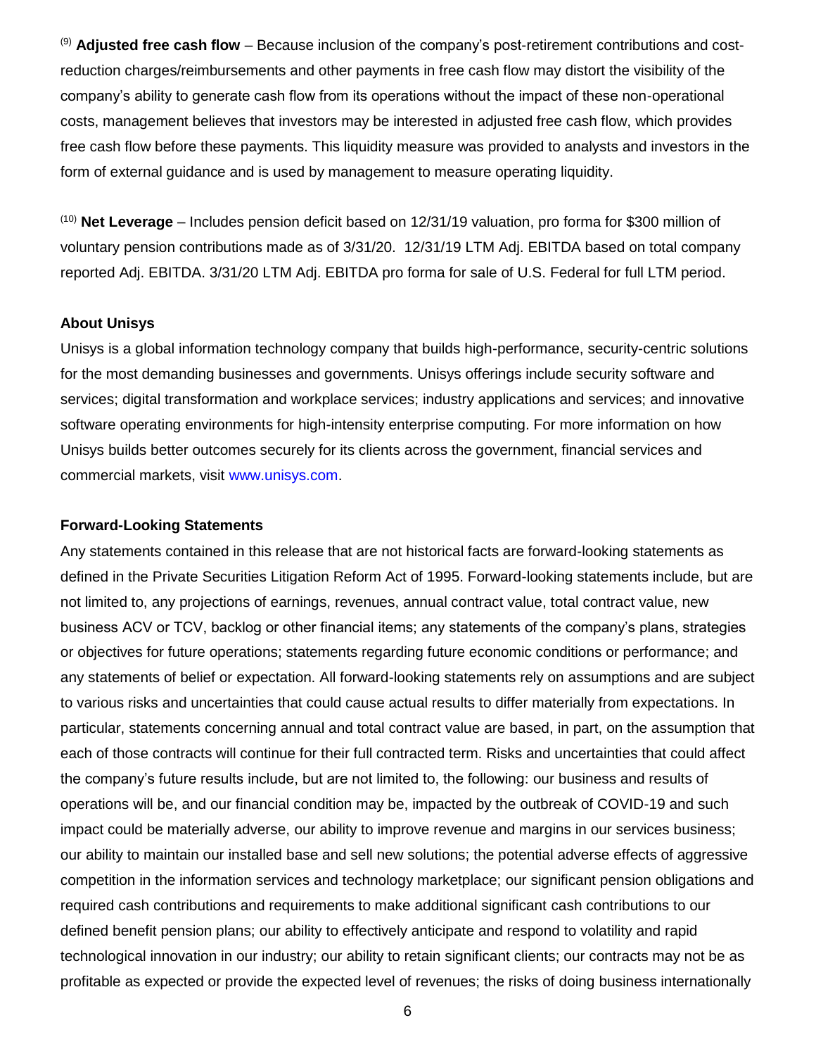[9] **Adjusted free cash flow** – Because inclusion of the company's post-retirement contributions and cost-reduction charges/reimbursements and other payments in free cash flow may distort the visibility of the company's ability to generate cash flow from its operations without the impact of these non-operational costs, management believes that investors may be interested in adjusted free cash flow, which provides free cash flow before these payments. This liquidity measure was provided to analysts and investors in the form of external guidance and is used by management to measure operating liquidity.

[10] **Net Leverage** – Includes pension deficit based on 12/31/19 valuation, pro forma for $300 million of voluntary pension contributions made as of 3/31/20. 12/31/19 LTM Adj. EBITDA based on total company reported Adj. EBITDA. 3/31/20 LTM Adj. EBITDA pro forma for sale of U.S. Federal for full LTM period.

**About Unisys**

Unisys is a global information technology company that builds high-performance, security-centric solutions for the most demanding businesses and governments. Unisys offerings include security software and services; digital transformation and workplace services; industry applications and services; and innovative software operating environments for high-intensity enterprise computing. For more information on how Unisys builds better outcomes securely for its clients across the government, financial services and commercial markets, visit www.unisys.com.

**Forward-Looking Statements**

Any statements contained in this release that are not historical facts are forward-looking statements as defined in the Private Securities Litigation Reform Act of 1995. Forward-looking statements include, but are not limited to, any projections of earnings, revenues, annual contract value, total contract value, new business ACV or TCV, backlog or other financial items; any statements of the company's plans, strategies or objectives for future operations; statements regarding future economic conditions or performance; and any statements of belief or expectation. All forward-looking statements rely on assumptions and are subject to various risks and uncertainties that could cause actual results to differ materially from expectations. In particular, statements concerning annual and total contract value are based, in part, on the assumption that each of those contracts will continue for their full contracted term. Risks and uncertainties that could affect the company's future results include, but are not limited to, the following: our business and results of operations will be, and our financial condition may be, impacted by the outbreak of COVID-19 and such impact could be materially adverse, our ability to improve revenue and margins in our services business; our ability to maintain our installed base and sell new solutions; the potential adverse effects of aggressive competition in the information services and technology marketplace; our significant pension obligations and required cash contributions and requirements to make additional significant cash contributions to our defined benefit pension plans; our ability to effectively anticipate and respond to volatility and rapid technological innovation in our industry; our ability to retain significant clients; our contracts may not be as profitable as expected or provide the expected level of revenues; the risks of doing business internationally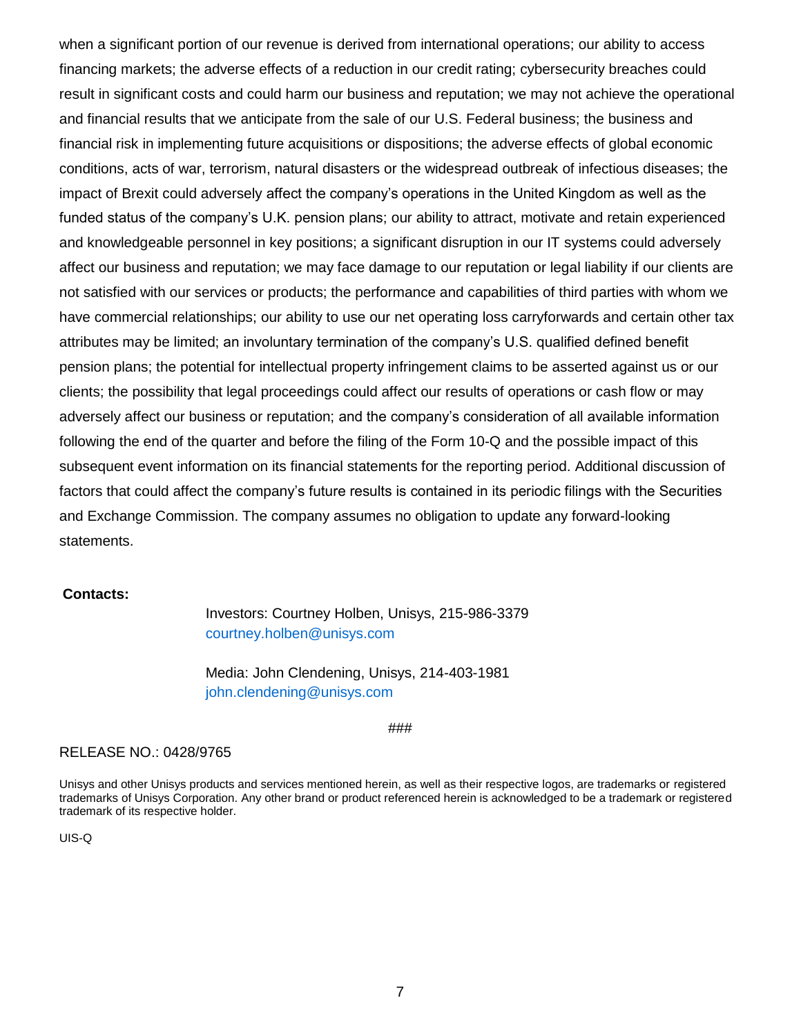when a significant portion of our revenue is derived from international operations; our ability to access financing markets; the adverse effects of a reduction in our credit rating; cybersecurity breaches could result in significant costs and could harm our business and reputation; we may not achieve the operational and financial results that we anticipate from the sale of our U.S. Federal business; the business and financial risk in implementing future acquisitions or dispositions; the adverse effects of global economic conditions, acts of war, terrorism, natural disasters or the widespread outbreak of infectious diseases; the impact of Brexit could adversely affect the company's operations in the United Kingdom as well as the funded status of the company's U.K. pension plans; our ability to attract, motivate and retain experienced and knowledgeable personnel in key positions; a significant disruption in our IT systems could adversely affect our business and reputation; we may face damage to our reputation or legal liability if our clients are not satisfied with our services or products; the performance and capabilities of third parties with whom we have commercial relationships; our ability to use our net operating loss carryforwards and certain other tax attributes may be limited; an involuntary termination of the company's U.S. qualified defined benefit pension plans; the potential for intellectual property infringement claims to be asserted against us or our clients; the possibility that legal proceedings could affect our results of operations or cash flow or may adversely affect our business or reputation; and the company's consideration of all available information following the end of the quarter and before the filing of the Form 10-Q and the possible impact of this subsequent event information on its financial statements for the reporting period. Additional discussion of factors that could affect the company's future results is contained in its periodic filings with the Securities and Exchange Commission. The company assumes no obligation to update any forward-looking statements.

**Contacts:**

Investors: Courtney Holben, Unisys, 215-986-3379
courtney.holben@unisys.com

Media: John Clendening, Unisys, 214-403-1981
john.clendening@unisys.com

###

RELEASE NO.: 0428/9765

Unisys and other Unisys products and services mentioned herein, as well as their respective logos, are trademarks or registered trademarks of Unisys Corporation. Any other brand or product referenced herein is acknowledged to be a trademark or registered trademark of its respective holder.

UIS-Q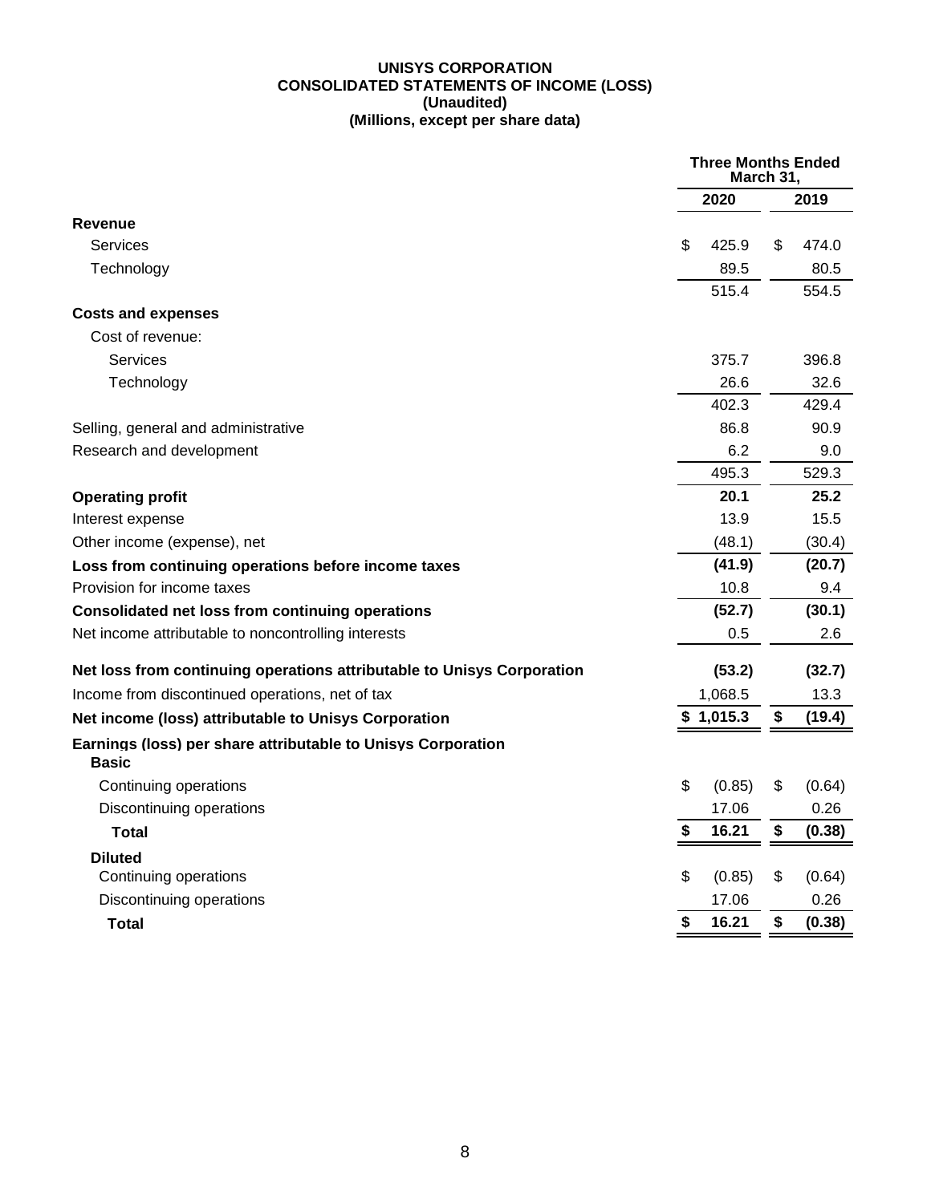**UNISYS CORPORATION**
**CONSOLIDATED STATEMENTS OF INCOME (LOSS)**
**(Unaudited)**
**(Millions, except per share data)**

| | Three Months Ended March 31, | |
|---|---|---|
| | **2020** | **2019** |
| **Revenue** | | |
| Services | $ 425.9 | $ 474.0 |
| Technology | 89.5 | 80.5 |
| | 515.4 | 554.5 |
| **Costs and expenses** | | |
| Cost of revenue: | | |
| Services | 375.7 | 396.8 |
| Technology | 26.6 | 32.6 |
| | 402.3 | 429.4 |
| Selling, general and administrative | 86.8 | 90.9 |
| Research and development | 6.2 | 9.0 |
| | 495.3 | 529.3 |
| **Operating profit** | **20.1** | **25.2** |
| Interest expense | 13.9 | 15.5 |
| Other income (expense), net | (48.1) | (30.4) |
| **Loss from continuing operations before income taxes** | **(41.9)** | **(20.7)** |
| Provision for income taxes | 10.8 | 9.4 |
| **Consolidated net loss from continuing operations** | **(52.7)** | **(30.1)** |
| Net income attributable to noncontrolling interests | 0.5 | 2.6 |
| **Net loss from continuing operations attributable to Unisys Corporation** | **(53.2)** | **(32.7)** |
| Income from discontinued operations, net of tax | 1,068.5 | 13.3 |
| **Net income (loss) attributable to Unisys Corporation** | **$ 1,015.3** | **$ (19.4)** |
| **Earnings (loss) per share attributable to Unisys Corporation** | | |
| **Basic** | | |
| Continuing operations | $ (0.85) | $ (0.64) |
| Discontinuing operations | 17.06 | 0.26 |
| **Total** | **$ 16.21** | **$ (0.38)** |
| **Diluted** | | |
| Continuing operations | $ (0.85) | $ (0.64) |
| Discontinuing operations | 17.06 | 0.26 |
| **Total** | **$ 16.21** | **$ (0.38)** |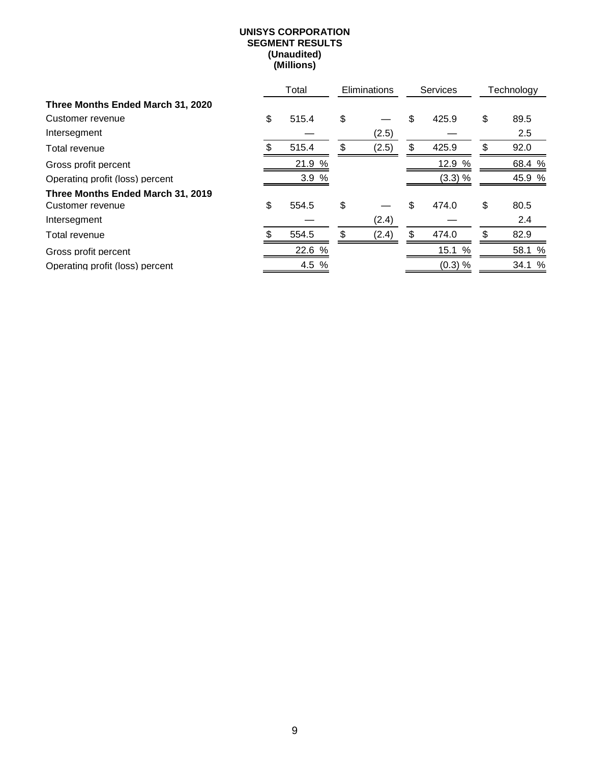**UNISYS CORPORATION**
**SEGMENT RESULTS**
**(Unaudited)**
**(Millions)**

| | Total | Eliminations | Services | Technology |
|---|---|---|---|---|
| **Three Months Ended March 31, 2020** | | | | |
| Customer revenue | $ 515.4 | $ — | $ 425.9 | $ 89.5 |
| Intersegment | — | (2.5) | — | 2.5 |
| Total revenue | $ 515.4 | $ (2.5) | $ 425.9 | $ 92.0 |
| Gross profit percent | 21.9 % | | 12.9 % | 68.4 % |
| Operating profit (loss) percent | 3.9 % | | (3.3) % | 45.9 % |
| **Three Months Ended March 31, 2019** | | | | |
| Customer revenue | $ 554.5 | $ — | $ 474.0 | $ 80.5 |
| Intersegment | — | (2.4) | — | 2.4 |
| Total revenue | $ 554.5 | $ (2.4) | $ 474.0 | $ 82.9 |
| Gross profit percent | 22.6 % | | 15.1 % | 58.1 % |
| Operating profit (loss) percent | 4.5 % | | (0.3) % | 34.1 % |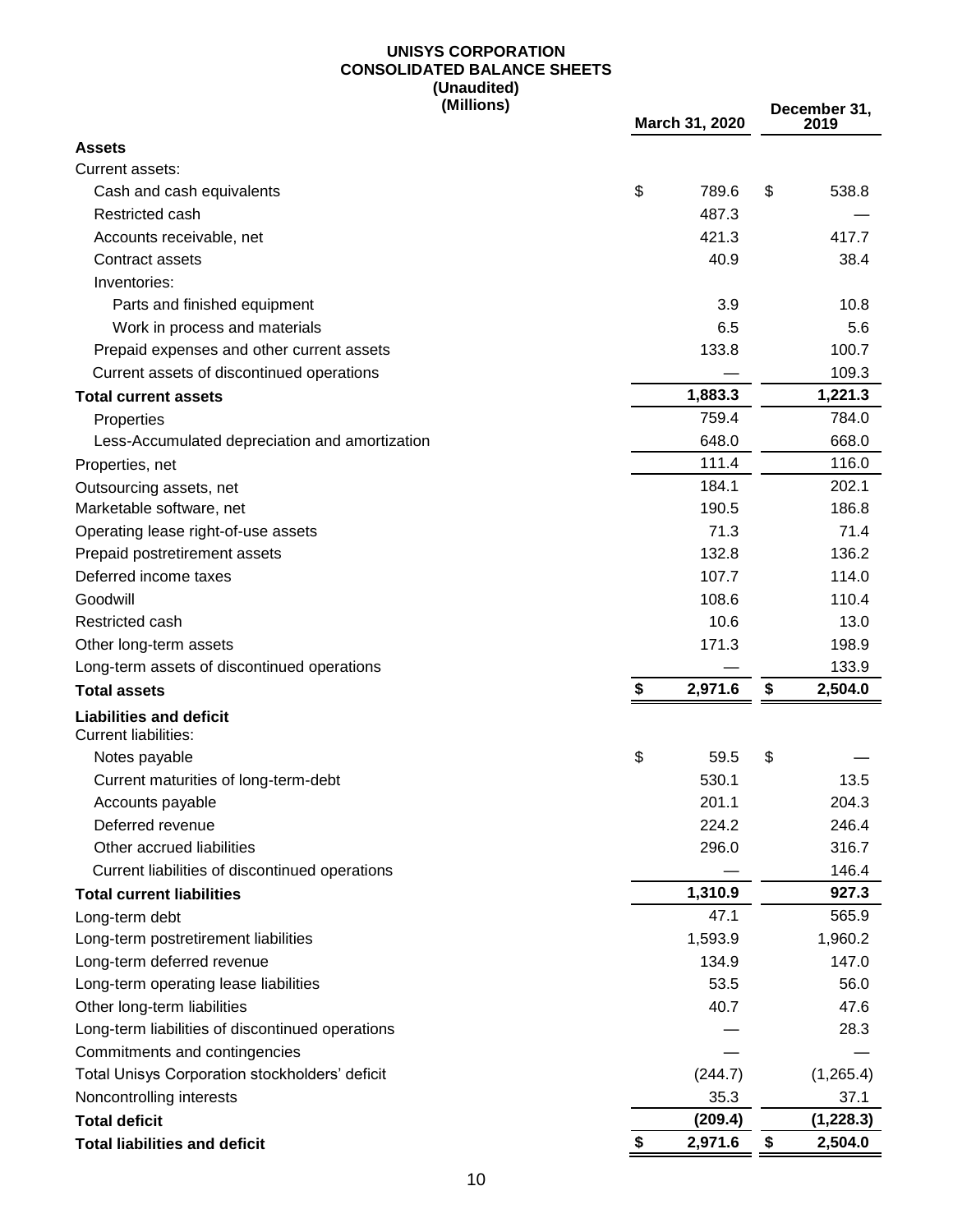**UNISYS CORPORATION**
**CONSOLIDATED BALANCE SHEETS**
**(Unaudited)**
**(Millions)**

| | March 31, 2020 | December 31, 2019 |
|---|---|---|
| **Assets** | | |
| Current assets: | | |
| Cash and cash equivalents | $ 789.6 | $ 538.8 |
| Restricted cash | 487.3 | — |
| Accounts receivable, net | 421.3 | 417.7 |
| Contract assets | 40.9 | 38.4 |
| Inventories: | | |
| Parts and finished equipment | 3.9 | 10.8 |
| Work in process and materials | 6.5 | 5.6 |
| Prepaid expenses and other current assets | 133.8 | 100.7 |
| Current assets of discontinued operations | — | 109.3 |
| **Total current assets** | **1,883.3** | **1,221.3** |
| Properties | 759.4 | 784.0 |
| Less-Accumulated depreciation and amortization | 648.0 | 668.0 |
| Properties, net | 111.4 | 116.0 |
| Outsourcing assets, net | 184.1 | 202.1 |
| Marketable software, net | 190.5 | 186.8 |
| Operating lease right-of-use assets | 71.3 | 71.4 |
| Prepaid postretirement assets | 132.8 | 136.2 |
| Deferred income taxes | 107.7 | 114.0 |
| Goodwill | 108.6 | 110.4 |
| Restricted cash | 10.6 | 13.0 |
| Other long-term assets | 171.3 | 198.9 |
| Long-term assets of discontinued operations | — | 133.9 |
| **Total assets** | **$ 2,971.6** | **$ 2,504.0** |
| **Liabilities and deficit** | | |
| Current liabilities: | | |
| Notes payable | $ 59.5 | $ — |
| Current maturities of long-term-debt | 530.1 | 13.5 |
| Accounts payable | 201.1 | 204.3 |
| Deferred revenue | 224.2 | 246.4 |
| Other accrued liabilities | 296.0 | 316.7 |
| Current liabilities of discontinued operations | — | 146.4 |
| **Total current liabilities** | **1,310.9** | **927.3** |
| Long-term debt | 47.1 | 565.9 |
| Long-term postretirement liabilities | 1,593.9 | 1,960.2 |
| Long-term deferred revenue | 134.9 | 147.0 |
| Long-term operating lease liabilities | 53.5 | 56.0 |
| Other long-term liabilities | 40.7 | 47.6 |
| Long-term liabilities of discontinued operations | — | 28.3 |
| Commitments and contingencies | — | — |
| Total Unisys Corporation stockholders' deficit | (244.7) | (1,265.4) |
| Noncontrolling interests | 35.3 | 37.1 |
| **Total deficit** | **(209.4)** | **(1,228.3)** |
| **Total liabilities and deficit** | **$ 2,971.6** | **$ 2,504.0** |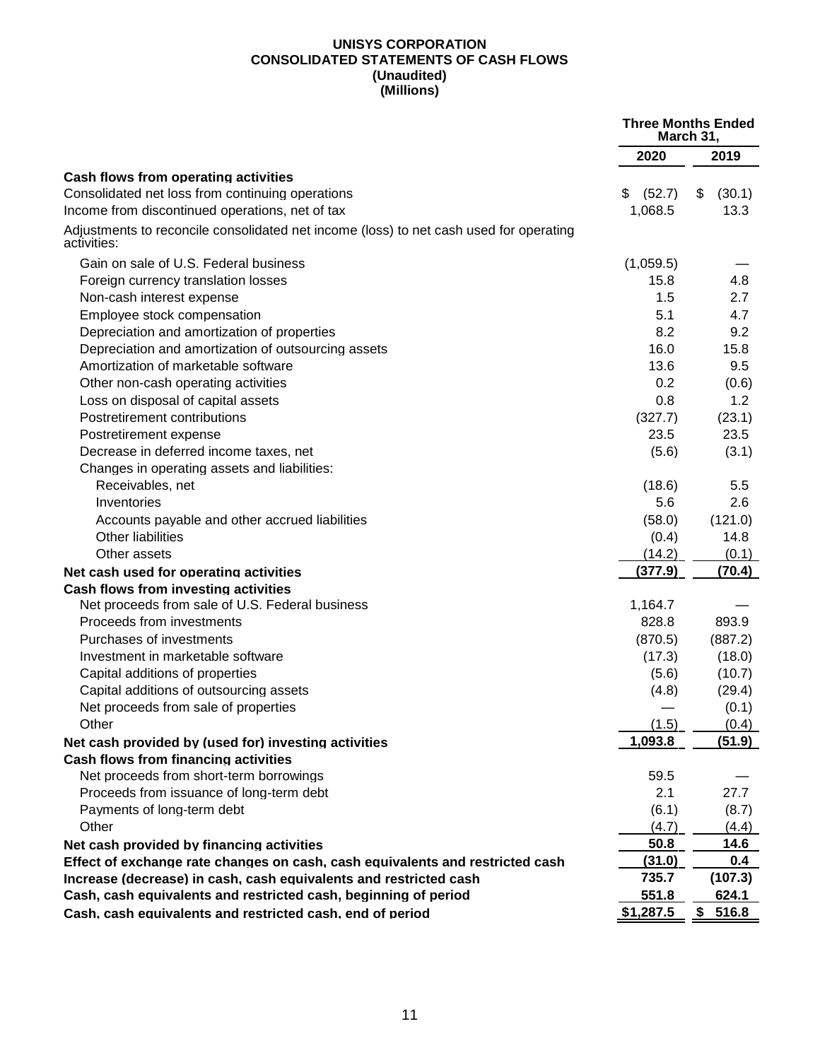**UNISYS CORPORATION**
**CONSOLIDATED STATEMENTS OF CASH FLOWS**
**(Unaudited)**
**(Millions)**

| | Three Months Ended March 31, | |
|---|---|---|
| | **2020** | **2019** |
| **Cash flows from operating activities** | | |
| Consolidated net loss from continuing operations | $ (52.7) | $ (30.1) |
| Income from discontinued operations, net of tax | 1,068.5 | 13.3 |
| Adjustments to reconcile consolidated net income (loss) to net cash used for operating activities: | | |
| Gain on sale of U.S. Federal business | (1,059.5) | — |
| Foreign currency translation losses | 15.8 | 4.8 |
| Non-cash interest expense | 1.5 | 2.7 |
| Employee stock compensation | 5.1 | 4.7 |
| Depreciation and amortization of properties | 8.2 | 9.2 |
| Depreciation and amortization of outsourcing assets | 16.0 | 15.8 |
| Amortization of marketable software | 13.6 | 9.5 |
| Other non-cash operating activities | 0.2 | (0.6) |
| Loss on disposal of capital assets | 0.8 | 1.2 |
| Postretirement contributions | (327.7) | (23.1) |
| Postretirement expense | 23.5 | 23.5 |
| Decrease in deferred income taxes, net | (5.6) | (3.1) |
| Changes in operating assets and liabilities: | | |
| Receivables, net | (18.6) | 5.5 |
| Inventories | 5.6 | 2.6 |
| Accounts payable and other accrued liabilities | (58.0) | (121.0) |
| Other liabilities | (0.4) | 14.8 |
| Other assets | (14.2) | (0.1) |
| **Net cash used for operating activities** | **(377.9)** | **(70.4)** |
| **Cash flows from investing activities** | | |
| Net proceeds from sale of U.S. Federal business | 1,164.7 | — |
| Proceeds from investments | 828.8 | 893.9 |
| Purchases of investments | (870.5) | (887.2) |
| Investment in marketable software | (17.3) | (18.0) |
| Capital additions of properties | (5.6) | (10.7) |
| Capital additions of outsourcing assets | (4.8) | (29.4) |
| Net proceeds from sale of properties | — | (0.1) |
| Other | (1.5) | (0.4) |
| **Net cash provided by (used for) investing activities** | **1,093.8** | **(51.9)** |
| **Cash flows from financing activities** | | |
| Net proceeds from short-term borrowings | 59.5 | — |
| Proceeds from issuance of long-term debt | 2.1 | 27.7 |
| Payments of long-term debt | (6.1) | (8.7) |
| Other | (4.7) | (4.4) |
| **Net cash provided by financing activities** | **50.8** | **14.6** |
| **Effect of exchange rate changes on cash, cash equivalents and restricted cash** | **(31.0)** | **0.4** |
| **Increase (decrease) in cash, cash equivalents and restricted cash** | **735.7** | **(107.3)** |
| **Cash, cash equivalents and restricted cash, beginning of period** | **551.8** | **624.1** |
| **Cash, cash equivalents and restricted cash, end of period** | **$1,287.5** | **$ 516.8** |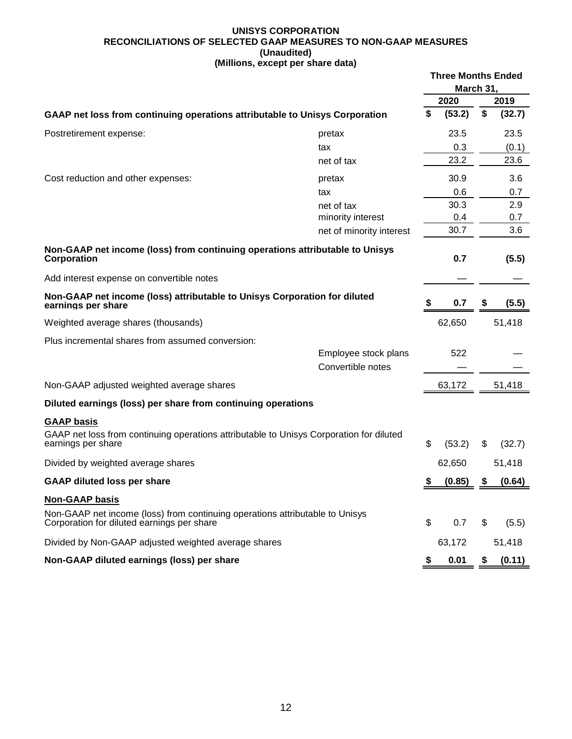**UNISYS CORPORATION**
**RECONCILIATIONS OF SELECTED GAAP MEASURES TO NON-GAAP MEASURES**
**(Unaudited)**
**(Millions, except per share data)**

| | | Three Months Ended March 31, | |
|---|---|---|---|
| | | **2020** | **2019** |
| **GAAP net loss from continuing operations attributable to Unisys Corporation** | | **$ (53.2)** | **$ (32.7)** |
| Postretirement expense: | pretax | 23.5 | 23.5 |
| | tax | 0.3 | (0.1) |
| | net of tax | 23.2 | 23.6 |
| Cost reduction and other expenses: | pretax | 30.9 | 3.6 |
| | tax | 0.6 | 0.7 |
| | net of tax | 30.3 | 2.9 |
| | minority interest | 0.4 | 0.7 |
| | net of minority interest | 30.7 | 3.6 |
| **Non-GAAP net income (loss) from continuing operations attributable to Unisys Corporation** | | **0.7** | **(5.5)** |
| Add interest expense on convertible notes | | — | — |
| **Non-GAAP net income (loss) attributable to Unisys Corporation for diluted earnings per share** | | **$ 0.7** | **$ (5.5)** |
| Weighted average shares (thousands) | | 62,650 | 51,418 |
| Plus incremental shares from assumed conversion: | | | |
| | Employee stock plans | 522 | — |
| | Convertible notes | — | — |
| Non-GAAP adjusted weighted average shares | | 63,172 | 51,418 |
| **Diluted earnings (loss) per share from continuing operations** | | | |
| **GAAP basis** | | | |
| GAAP net loss from continuing operations attributable to Unisys Corporation for diluted earnings per share | | $ (53.2) | $ (32.7) |
| Divided by weighted average shares | | 62,650 | 51,418 |
| **GAAP diluted loss per share** | | **$ (0.85)** | **$ (0.64)** |
| **Non-GAAP basis** | | | |
| Non-GAAP net income (loss) from continuing operations attributable to Unisys Corporation for diluted earnings per share | | $ 0.7 | $ (5.5) |
| Divided by Non-GAAP adjusted weighted average shares | | 63,172 | 51,418 |
| **Non-GAAP diluted earnings (loss) per share** | | **$ 0.01** | **$ (0.11)** |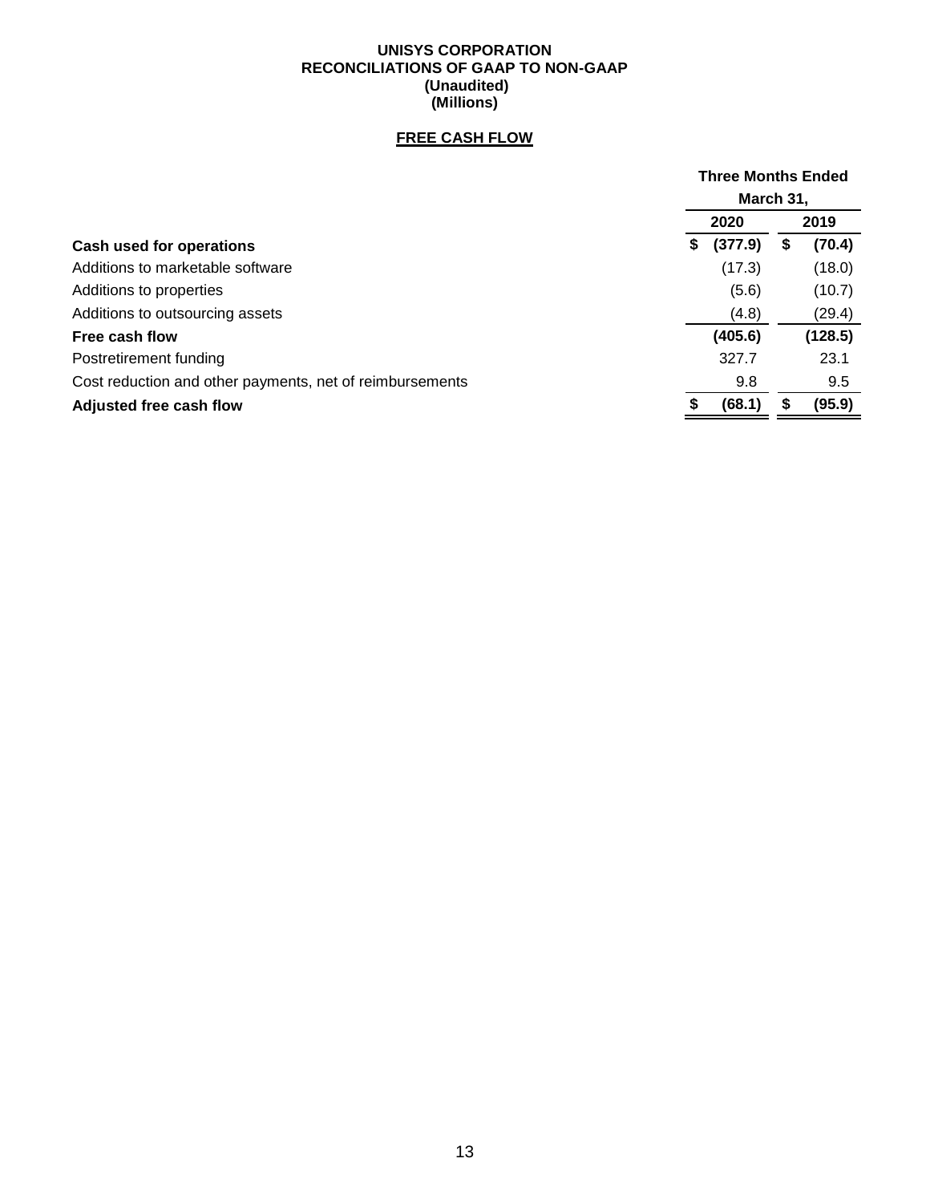**UNISYS CORPORATION**
**RECONCILIATIONS OF GAAP TO NON-GAAP**
**(Unaudited)**
**(Millions)**

**FREE CASH FLOW**

| | Three Months Ended March 31, | |
|---|---|---|
| | **2020** | **2019** |
| **Cash used for operations** | **$ (377.9)** | **$ (70.4)** |
| Additions to marketable software | (17.3) | (18.0) |
| Additions to properties | (5.6) | (10.7) |
| Additions to outsourcing assets | (4.8) | (29.4) |
| **Free cash flow** | **(405.6)** | **(128.5)** |
| Postretirement funding | 327.7 | 23.1 |
| Cost reduction and other payments, net of reimbursements | 9.8 | 9.5 |
| **Adjusted free cash flow** | **$ (68.1)** | **$ (95.9)** |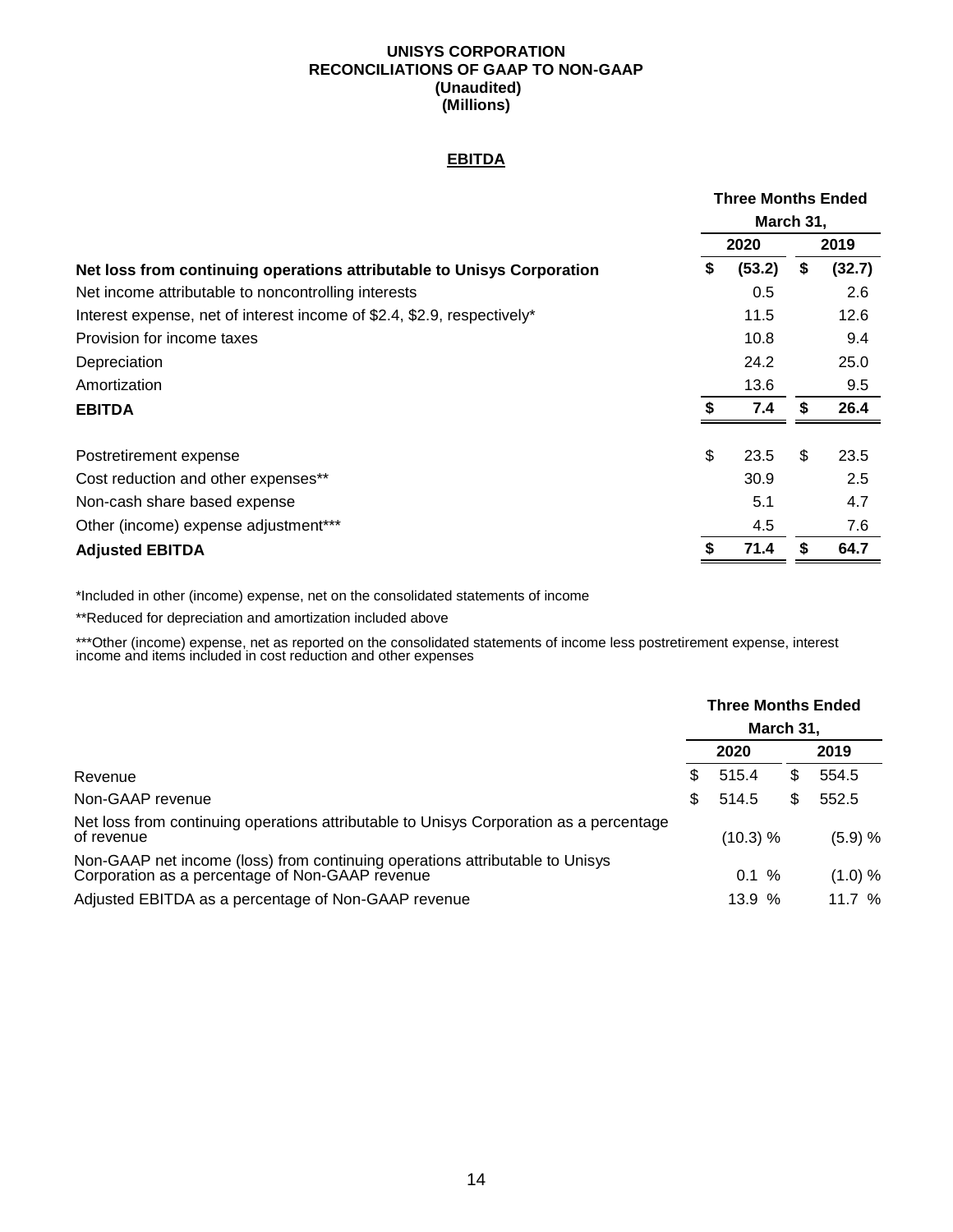**UNISYS CORPORATION**
**RECONCILIATIONS OF GAAP TO NON-GAAP**
**(Unaudited)**
**(Millions)**

## EBITDA

| | Three Months Ended March 31, | |
|---|---|---|
| | **2020** | **2019** |
| **Net loss from continuing operations attributable to Unisys Corporation** | **$ (53.2)** | **$ (32.7)** |
| Net income attributable to noncontrolling interests | 0.5 | 2.6 |
| Interest expense, net of interest income of $2.4, $2.9, respectively* | 11.5 | 12.6 |
| Provision for income taxes | 10.8 | 9.4 |
| Depreciation | 24.2 | 25.0 |
| Amortization | 13.6 | 9.5 |
| **EBITDA** | **$ 7.4** | **$ 26.4** |
| | | |
| Postretirement expense | $ 23.5 | $ 23.5 |
| Cost reduction and other expenses** | 30.9 | 2.5 |
| Non-cash share based expense | 5.1 | 4.7 |
| Other (income) expense adjustment*** | 4.5 | 7.6 |
| **Adjusted EBITDA** | **$ 71.4** | **$ 64.7** |

*Included in other (income) expense, net on the consolidated statements of income

**Reduced for depreciation and amortization included above

***Other (income) expense, net as reported on the consolidated statements of income less postretirement expense, interest income and items included in cost reduction and other expenses

| | Three Months Ended March 31, | |
|---|---|---|
| | **2020** | **2019** |
| Revenue | $ 515.4 | $ 554.5 |
| Non-GAAP revenue | $ 514.5 | $ 552.5 |
| Net loss from continuing operations attributable to Unisys Corporation as a percentage of revenue | (10.3) % | (5.9) % |
| Non-GAAP net income (loss) from continuing operations attributable to Unisys Corporation as a percentage of Non-GAAP revenue | 0.1 % | (1.0) % |
| Adjusted EBITDA as a percentage of Non-GAAP revenue | 13.9 % | 11.7 % |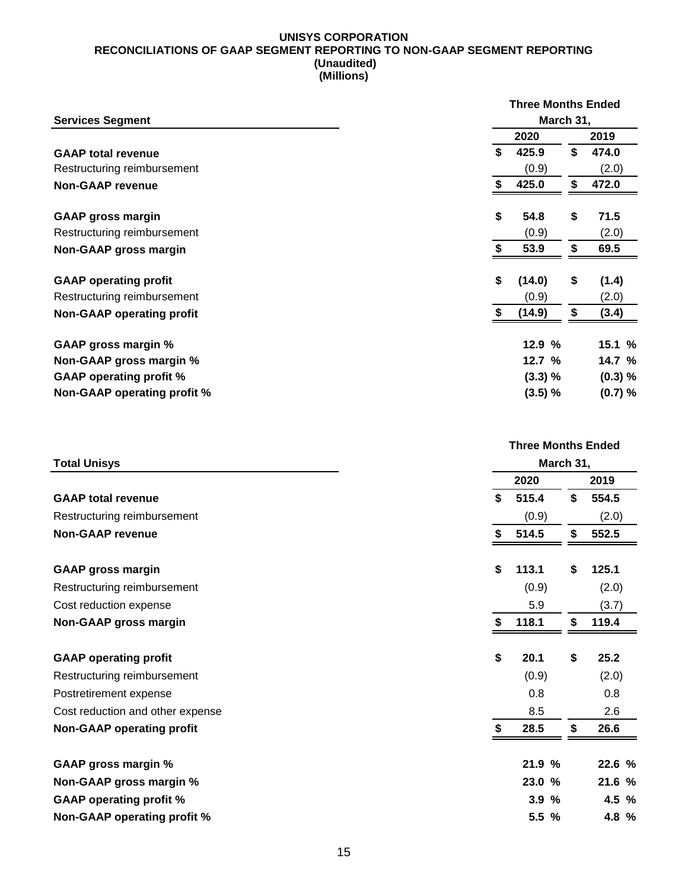**UNISYS CORPORATION**
**RECONCILIATIONS OF GAAP SEGMENT REPORTING TO NON-GAAP SEGMENT REPORTING**
**(Unaudited)**
**(Millions)**

| Services Segment | Three Months Ended March 31, 2020 | Three Months Ended March 31, 2019 |
|---|---|---|
| **GAAP total revenue** | **$ 425.9** | **$ 474.0** |
| Restructuring reimbursement | (0.9) | (2.0) |
| **Non-GAAP revenue** | **$ 425.0** | **$ 472.0** |
| | | |
| **GAAP gross margin** | **$ 54.8** | **$ 71.5** |
| Restructuring reimbursement | (0.9) | (2.0) |
| **Non-GAAP gross margin** | **$ 53.9** | **$ 69.5** |
| | | |
| **GAAP operating profit** | **$ (14.0)** | **$ (1.4)** |
| Restructuring reimbursement | (0.9) | (2.0) |
| **Non-GAAP operating profit** | **$ (14.9)** | **$ (3.4)** |
| | | |
| **GAAP gross margin %** | **12.9 %** | **15.1 %** |
| **Non-GAAP gross margin %** | **12.7 %** | **14.7 %** |
| **GAAP operating profit %** | **(3.3) %** | **(0.3) %** |
| **Non-GAAP operating profit %** | **(3.5) %** | **(0.7) %** |

| Total Unisys | Three Months Ended March 31, 2020 | Three Months Ended March 31, 2019 |
|---|---|---|
| **GAAP total revenue** | **$ 515.4** | **$ 554.5** |
| Restructuring reimbursement | (0.9) | (2.0) |
| **Non-GAAP revenue** | **$ 514.5** | **$ 552.5** |
| | | |
| **GAAP gross margin** | **$ 113.1** | **$ 125.1** |
| Restructuring reimbursement | (0.9) | (2.0) |
| Cost reduction expense | 5.9 | (3.7) |
| **Non-GAAP gross margin** | **$ 118.1** | **$ 119.4** |
| | | |
| **GAAP operating profit** | **$ 20.1** | **$ 25.2** |
| Restructuring reimbursement | (0.9) | (2.0) |
| Postretirement expense | 0.8 | 0.8 |
| Cost reduction and other expense | 8.5 | 2.6 |
| **Non-GAAP operating profit** | **$ 28.5** | **$ 26.6** |
| | | |
| **GAAP gross margin %** | **21.9 %** | **22.6 %** |
| **Non-GAAP gross margin %** | **23.0 %** | **21.6 %** |
| **GAAP operating profit %** | **3.9 %** | **4.5 %** |
| **Non-GAAP operating profit %** | **5.5 %** | **4.8 %** |